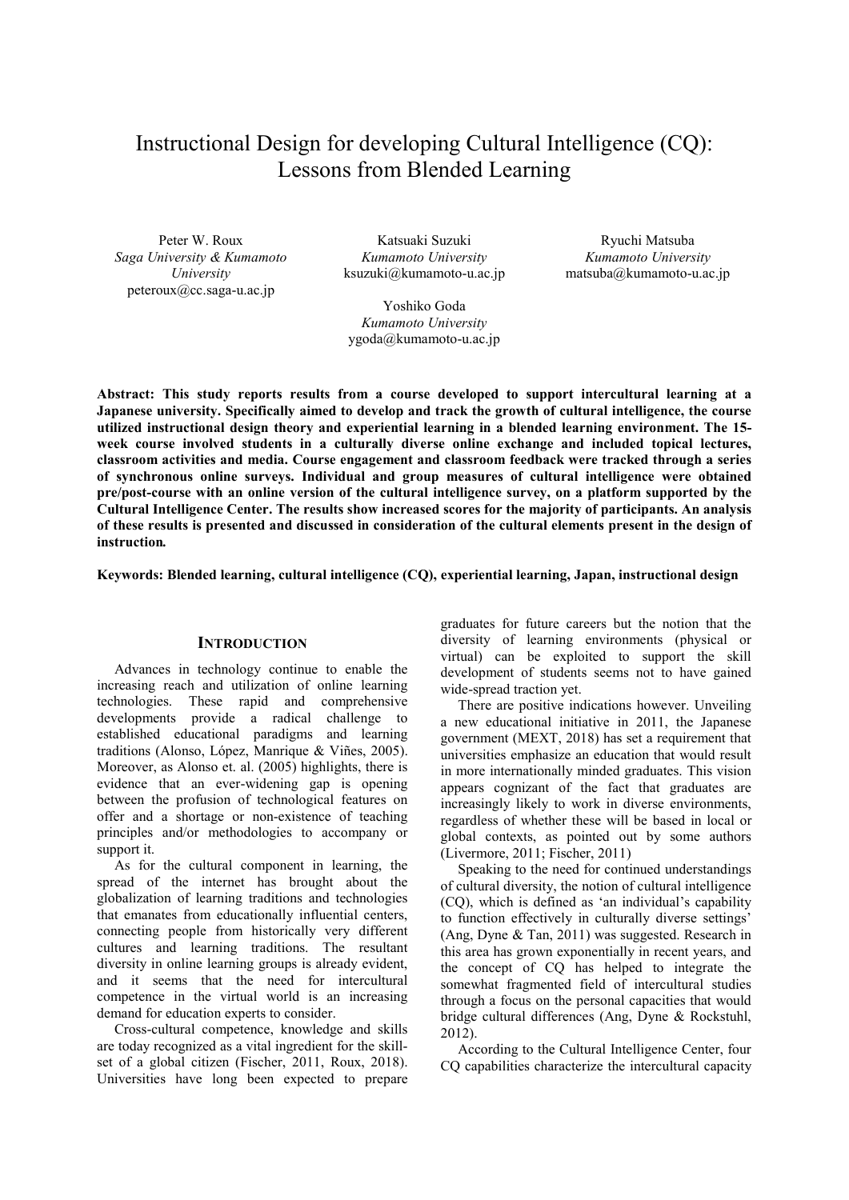# Instructional Design for developing Cultural Intelligence (CQ): Lessons from Blended Learning

Peter W. Roux
*Saga University & Kumamoto University*
peteroux@cc.saga-u.ac.jp

Katsuaki Suzuki
*Kumamoto University*
ksuzuki@kumamoto-u.ac.jp

Ryuchi Matsuba
*Kumamoto University*
matsuba@kumamoto-u.ac.jp

Yoshiko Goda
*Kumamoto University*
ygoda@kumamoto-u.ac.jp

**Abstract: This study reports results from a course developed to support intercultural learning at a Japanese university. Specifically aimed to develop and track the growth of cultural intelligence, the course utilized instructional design theory and experiential learning in a blended learning environment. The 15-week course involved students in a culturally diverse online exchange and included topical lectures, classroom activities and media. Course engagement and classroom feedback were tracked through a series of synchronous online surveys. Individual and group measures of cultural intelligence were obtained pre/post-course with an online version of the cultural intelligence survey, on a platform supported by the Cultural Intelligence Center. The results show increased scores for the majority of participants. An analysis of these results is presented and discussed in consideration of the cultural elements present in the design of instruction.**

**Keywords: Blended learning, cultural intelligence (CQ), experiential learning, Japan, instructional design**

## INTRODUCTION

Advances in technology continue to enable the increasing reach and utilization of online learning technologies. These rapid and comprehensive developments provide a radical challenge to established educational paradigms and learning traditions (Alonso, López, Manrique & Viñes, 2005). Moreover, as Alonso et. al. (2005) highlights, there is evidence that an ever-widening gap is opening between the profusion of technological features on offer and a shortage or non-existence of teaching principles and/or methodologies to accompany or support it.

As for the cultural component in learning, the spread of the internet has brought about the globalization of learning traditions and technologies that emanates from educationally influential centers, connecting people from historically very different cultures and learning traditions. The resultant diversity in online learning groups is already evident, and it seems that the need for intercultural competence in the virtual world is an increasing demand for education experts to consider.

Cross-cultural competence, knowledge and skills are today recognized as a vital ingredient for the skill-set of a global citizen (Fischer, 2011, Roux, 2018). Universities have long been expected to prepare graduates for future careers but the notion that the diversity of learning environments (physical or virtual) can be exploited to support the skill development of students seems not to have gained wide-spread traction yet.

There are positive indications however. Unveiling a new educational initiative in 2011, the Japanese government (MEXT, 2018) has set a requirement that universities emphasize an education that would result in more internationally minded graduates. This vision appears cognizant of the fact that graduates are increasingly likely to work in diverse environments, regardless of whether these will be based in local or global contexts, as pointed out by some authors (Livermore, 2011; Fischer, 2011)

Speaking to the need for continued understandings of cultural diversity, the notion of cultural intelligence (CQ), which is defined as 'an individual's capability to function effectively in culturally diverse settings' (Ang, Dyne & Tan, 2011) was suggested. Research in this area has grown exponentially in recent years, and the concept of CQ has helped to integrate the somewhat fragmented field of intercultural studies through a focus on the personal capacities that would bridge cultural differences (Ang, Dyne & Rockstuhl, 2012).

According to the Cultural Intelligence Center, four CQ capabilities characterize the intercultural capacity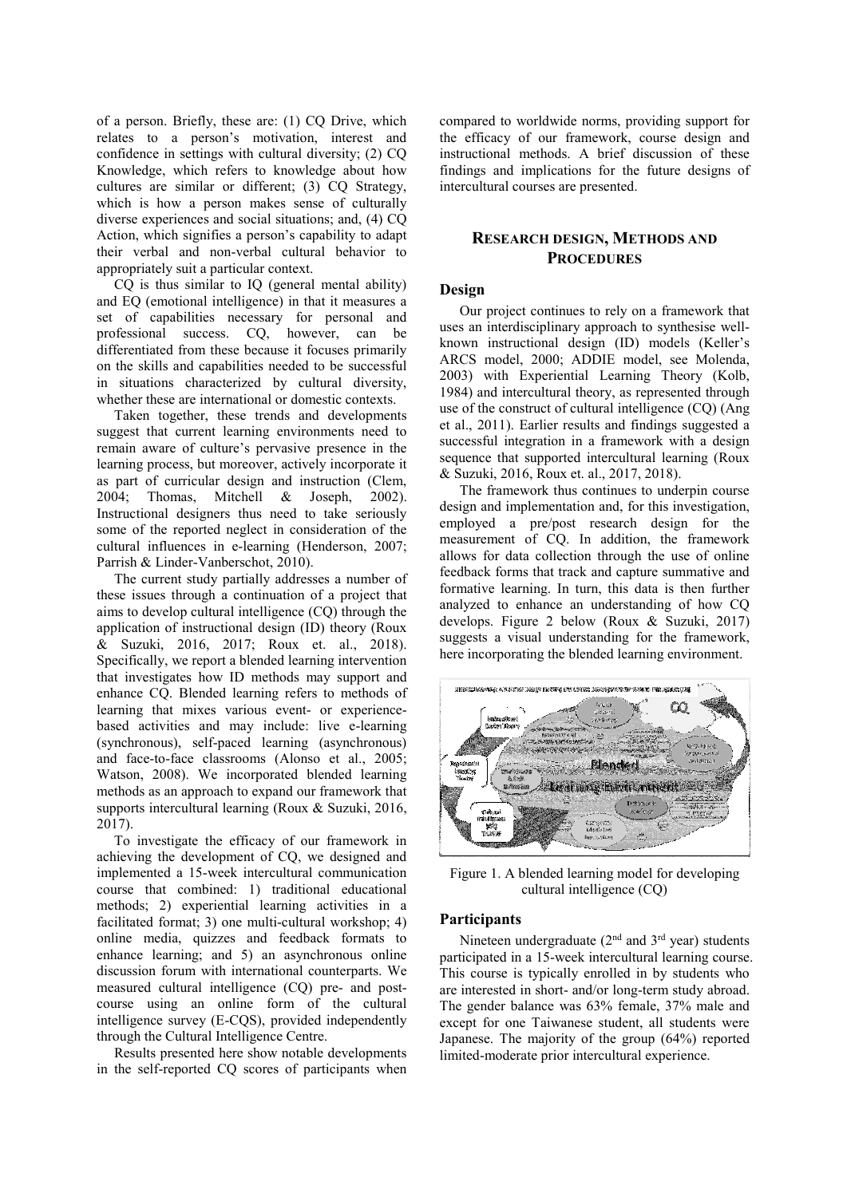of a person. Briefly, these are: (1) CQ Drive, which relates to a person's motivation, interest and confidence in settings with cultural diversity; (2) CQ Knowledge, which refers to knowledge about how cultures are similar or different; (3) CQ Strategy, which is how a person makes sense of culturally diverse experiences and social situations; and, (4) CQ Action, which signifies a person's capability to adapt their verbal and non-verbal cultural behavior to appropriately suit a particular context.

CQ is thus similar to IQ (general mental ability) and EQ (emotional intelligence) in that it measures a set of capabilities necessary for personal and professional success. CQ, however, can be differentiated from these because it focuses primarily on the skills and capabilities needed to be successful in situations characterized by cultural diversity, whether these are international or domestic contexts.

Taken together, these trends and developments suggest that current learning environments need to remain aware of culture's pervasive presence in the learning process, but moreover, actively incorporate it as part of curricular design and instruction (Clem, 2004; Thomas, Mitchell & Joseph, 2002). Instructional designers thus need to take seriously some of the reported neglect in consideration of the cultural influences in e-learning (Henderson, 2007; Parrish & Linder-Vanberschot, 2010).

The current study partially addresses a number of these issues through a continuation of a project that aims to develop cultural intelligence (CQ) through the application of instructional design (ID) theory (Roux & Suzuki, 2016, 2017; Roux et. al., 2018). Specifically, we report a blended learning intervention that investigates how ID methods may support and enhance CQ. Blended learning refers to methods of learning that mixes various event- or experience-based activities and may include: live e-learning (synchronous), self-paced learning (asynchronous) and face-to-face classrooms (Alonso et al., 2005; Watson, 2008). We incorporated blended learning methods as an approach to expand our framework that supports intercultural learning (Roux & Suzuki, 2016, 2017).

To investigate the efficacy of our framework in achieving the development of CQ, we designed and implemented a 15-week intercultural communication course that combined: 1) traditional educational methods; 2) experiential learning activities in a facilitated format; 3) one multi-cultural workshop; 4) online media, quizzes and feedback formats to enhance learning; and 5) an asynchronous online discussion forum with international counterparts. We measured cultural intelligence (CQ) pre- and post-course using an online form of the cultural intelligence survey (E-CQS), provided independently through the Cultural Intelligence Centre.

Results presented here show notable developments in the self-reported CQ scores of participants when compared to worldwide norms, providing support for the efficacy of our framework, course design and instructional methods. A brief discussion of these findings and implications for the future designs of intercultural courses are presented.

## RESEARCH DESIGN, METHODS AND PROCEDURES

### Design

Our project continues to rely on a framework that uses an interdisciplinary approach to synthesise well-known instructional design (ID) models (Keller's ARCS model, 2000; ADDIE model, see Molenda, 2003) with Experiential Learning Theory (Kolb, 1984) and intercultural theory, as represented through use of the construct of cultural intelligence (CQ) (Ang et al., 2011). Earlier results and findings suggested a successful integration in a framework with a design sequence that supported intercultural learning (Roux & Suzuki, 2016, Roux et. al., 2017, 2018).

The framework thus continues to underpin course design and implementation and, for this investigation, employed a pre/post research design for the measurement of CQ. In addition, the framework allows for data collection through the use of online feedback forms that track and capture summative and formative learning. In turn, this data is then further analyzed to enhance an understanding of how CQ develops. Figure 2 below (Roux & Suzuki, 2017) suggests a visual understanding for the framework, here incorporating the blended learning environment.

Figure 1. A blended learning model for developing cultural intelligence (CQ)

### Participants

Nineteen undergraduate (2nd and 3rd year) students participated in a 15-week intercultural learning course. This course is typically enrolled in by students who are interested in short- and/or long-term study abroad. The gender balance was 63% female, 37% male and except for one Taiwanese student, all students were Japanese. The majority of the group (64%) reported limited-moderate prior intercultural experience.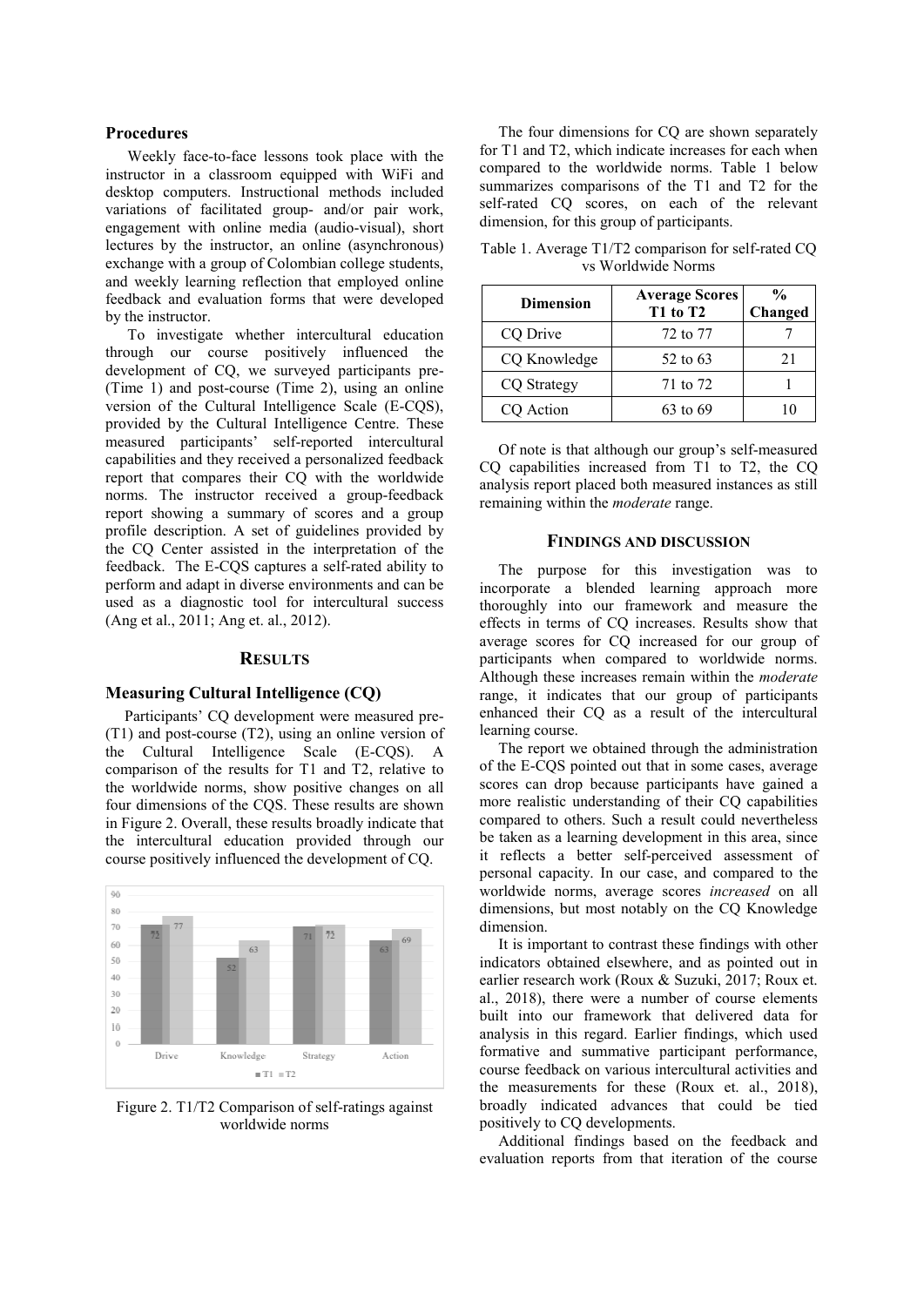### Procedures

Weekly face-to-face lessons took place with the instructor in a classroom equipped with WiFi and desktop computers. Instructional methods included variations of facilitated group- and/or pair work, engagement with online media (audio-visual), short lectures by the instructor, an online (asynchronous) exchange with a group of Colombian college students, and weekly learning reflection that employed online feedback and evaluation forms that were developed by the instructor.

To investigate whether intercultural education through our course positively influenced the development of CQ, we surveyed participants pre- (Time 1) and post-course (Time 2), using an online version of the Cultural Intelligence Scale (E-CQS), provided by the Cultural Intelligence Centre. These measured participants' self-reported intercultural capabilities and they received a personalized feedback report that compares their CQ with the worldwide norms. The instructor received a group-feedback report showing a summary of scores and a group profile description. A set of guidelines provided by the CQ Center assisted in the interpretation of the feedback. The E-CQS captures a self-rated ability to perform and adapt in diverse environments and can be used as a diagnostic tool for intercultural success (Ang et al., 2011; Ang et. al., 2012).

## RESULTS

### Measuring Cultural Intelligence (CQ)

Participants' CQ development were measured pre- (T1) and post-course (T2), using an online version of the Cultural Intelligence Scale (E-CQS). A comparison of the results for T1 and T2, relative to the worldwide norms, show positive changes on all four dimensions of the CQS. These results are shown in Figure 2. Overall, these results broadly indicate that the intercultural education provided through our course positively influenced the development of CQ.

Figure 2. T1/T2 Comparison of self-ratings against worldwide norms

The four dimensions for CQ are shown separately for T1 and T2, which indicate increases for each when compared to the worldwide norms. Table 1 below summarizes comparisons of the T1 and T2 for the self-rated CQ scores, on each of the relevant dimension, for this group of participants.

Table 1. Average T1/T2 comparison for self-rated CQ vs Worldwide Norms

| Dimension | Average Scores T1 to T2 | % Changed |
|---|---|---|
| CQ Drive | 72 to 77 | 7 |
| CQ Knowledge | 52 to 63 | 21 |
| CQ Strategy | 71 to 72 | 1 |
| CQ Action | 63 to 69 | 10 |

Of note is that although our group's self-measured CQ capabilities increased from T1 to T2, the CQ analysis report placed both measured instances as still remaining within the *moderate* range.

## FINDINGS AND DISCUSSION

The purpose for this investigation was to incorporate a blended learning approach more thoroughly into our framework and measure the effects in terms of CQ increases. Results show that average scores for CQ increased for our group of participants when compared to worldwide norms. Although these increases remain within the *moderate* range, it indicates that our group of participants enhanced their CQ as a result of the intercultural learning course.

The report we obtained through the administration of the E-CQS pointed out that in some cases, average scores can drop because participants have gained a more realistic understanding of their CQ capabilities compared to others. Such a result could nevertheless be taken as a learning development in this area, since it reflects a better self-perceived assessment of personal capacity. In our case, and compared to the worldwide norms, average scores *increased* on all dimensions, but most notably on the CQ Knowledge dimension.

It is important to contrast these findings with other indicators obtained elsewhere, and as pointed out in earlier research work (Roux & Suzuki, 2017; Roux et. al., 2018), there were a number of course elements built into our framework that delivered data for analysis in this regard. Earlier findings, which used formative and summative participant performance, course feedback on various intercultural activities and the measurements for these (Roux et. al., 2018), broadly indicated advances that could be tied positively to CQ developments.

Additional findings based on the feedback and evaluation reports from that iteration of the course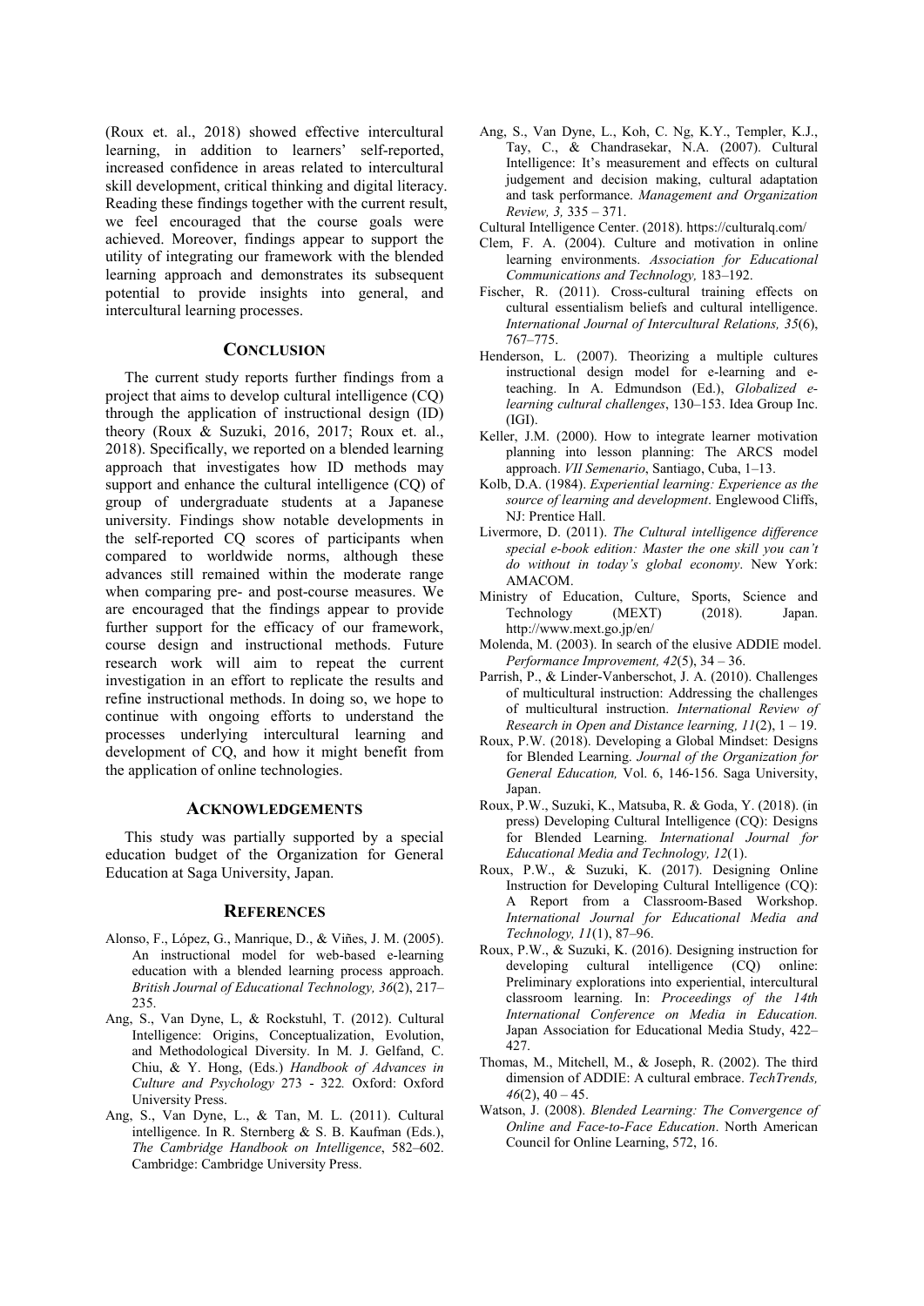(Roux et. al., 2018) showed effective intercultural learning, in addition to learners' self-reported, increased confidence in areas related to intercultural skill development, critical thinking and digital literacy. Reading these findings together with the current result, we feel encouraged that the course goals were achieved. Moreover, findings appear to support the utility of integrating our framework with the blended learning approach and demonstrates its subsequent potential to provide insights into general, and intercultural learning processes.

## CONCLUSION

The current study reports further findings from a project that aims to develop cultural intelligence (CQ) through the application of instructional design (ID) theory (Roux & Suzuki, 2016, 2017; Roux et. al., 2018). Specifically, we reported on a blended learning approach that investigates how ID methods may support and enhance the cultural intelligence (CQ) of group of undergraduate students at a Japanese university. Findings show notable developments in the self-reported CQ scores of participants when compared to worldwide norms, although these advances still remained within the moderate range when comparing pre- and post-course measures. We are encouraged that the findings appear to provide further support for the efficacy of our framework, course design and instructional methods. Future research work will aim to repeat the current investigation in an effort to replicate the results and refine instructional methods. In doing so, we hope to continue with ongoing efforts to understand the processes underlying intercultural learning and development of CQ, and how it might benefit from the application of online technologies.

## ACKNOWLEDGEMENTS

This study was partially supported by a special education budget of the Organization for General Education at Saga University, Japan.

## REFERENCES

Alonso, F., López, G., Manrique, D., & Viñes, J. M. (2005). An instructional model for web-based e-learning education with a blended learning process approach. *British Journal of Educational Technology, 36*(2), 217–235.

Ang, S., Van Dyne, L, & Rockstuhl, T. (2012). Cultural Intelligence: Origins, Conceptualization, Evolution, and Methodological Diversity. In M. J. Gelfand, C. Chiu, & Y. Hong, (Eds.) *Handbook of Advances in Culture and Psychology* 273 - 322*.* Oxford: Oxford University Press.

Ang, S., Van Dyne, L., & Tan, M. L. (2011). Cultural intelligence. In R. Sternberg & S. B. Kaufman (Eds.), *The Cambridge Handbook on Intelligence*, 582–602. Cambridge: Cambridge University Press.

Ang, S., Van Dyne, L., Koh, C. Ng, K.Y., Templer, K.J., Tay, C., & Chandrasekar, N.A. (2007). Cultural Intelligence: It's measurement and effects on cultural judgement and decision making, cultural adaptation and task performance. *Management and Organization Review, 3,* 335 – 371.

Cultural Intelligence Center. (2018). https://culturalq.com/

Clem, F. A. (2004). Culture and motivation in online learning environments. *Association for Educational Communications and Technology,* 183–192.

Fischer, R. (2011). Cross-cultural training effects on cultural essentialism beliefs and cultural intelligence. *International Journal of Intercultural Relations, 35*(6), 767–775.

Henderson, L. (2007). Theorizing a multiple cultures instructional design model for e-learning and e-teaching. In A. Edmundson (Ed.), *Globalized e-learning cultural challenges*, 130–153. Idea Group Inc. (IGI).

Keller, J.M. (2000). How to integrate learner motivation planning into lesson planning: The ARCS model approach. *VII Semenario*, Santiago, Cuba, 1–13.

Kolb, D.A. (1984). *Experiential learning: Experience as the source of learning and development*. Englewood Cliffs, NJ: Prentice Hall.

Livermore, D. (2011). *The Cultural intelligence difference special e-book edition: Master the one skill you can't do without in today's global economy*. New York: AMACOM.

Ministry of Education, Culture, Sports, Science and Technology (MEXT) (2018). Japan. http://www.mext.go.jp/en/

Molenda, M. (2003). In search of the elusive ADDIE model. *Performance Improvement, 42*(5), 34 – 36.

Parrish, P., & Linder-Vanberschot, J. A. (2010). Challenges of multicultural instruction: Addressing the challenges of multicultural instruction. *International Review of Research in Open and Distance learning, 11*(2), 1 – 19.

Roux, P.W. (2018). Developing a Global Mindset: Designs for Blended Learning. *Journal of the Organization for General Education,* Vol. 6, 146-156. Saga University, Japan.

Roux, P.W., Suzuki, K., Matsuba, R. & Goda, Y. (2018). (in press) Developing Cultural Intelligence (CQ): Designs for Blended Learning. *International Journal for Educational Media and Technology, 12*(1).

Roux, P.W., & Suzuki, K. (2017). Designing Online Instruction for Developing Cultural Intelligence (CQ): A Report from a Classroom-Based Workshop. *International Journal for Educational Media and Technology, 11*(1), 87–96.

Roux, P.W., & Suzuki, K. (2016). Designing instruction for developing cultural intelligence (CQ) online: Preliminary explorations into experiential, intercultural classroom learning. In: *Proceedings of the 14th International Conference on Media in Education.* Japan Association for Educational Media Study, 422–427.

Thomas, M., Mitchell, M., & Joseph, R. (2002). The third dimension of ADDIE: A cultural embrace. *TechTrends, 46*(2), 40 – 45.

Watson, J. (2008). *Blended Learning: The Convergence of Online and Face-to-Face Education*. North American Council for Online Learning, 572, 16.